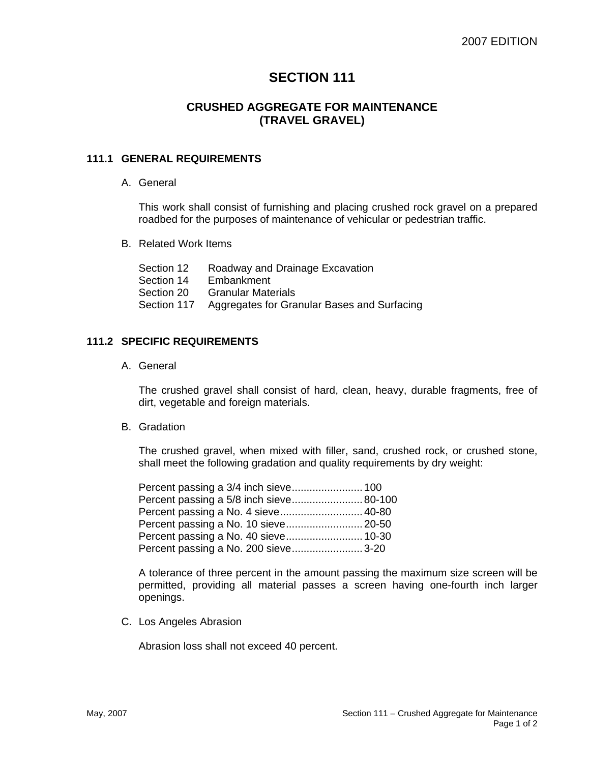# SECTION 111

## CRUSHED AGGREGATE FOR MAINTENANCE (TRAVEL GRAVEL)

### 111.1 GENERAL REQUIREMENTS

A. General

This work shall consist of furnishing and placing crushed rock gravel on a prepared roadbed for the purposes of maintenance of vehicular or pedestrian traffic.

B. Related Work Items

| | |
|---|---|
| Section 12 | Roadway and Drainage Excavation |
| Section 14 | Embankment |
| Section 20 | Granular Materials |
| Section 117 | Aggregates for Granular Bases and Surfacing |

### 111.2 SPECIFIC REQUIREMENTS

A. General

The crushed gravel shall consist of hard, clean, heavy, durable fragments, free of dirt, vegetable and foreign materials.

B. Gradation

The crushed gravel, when mixed with filler, sand, crushed rock, or crushed stone, shall meet the following gradation and quality requirements by dry weight:

| | |
|---|---|
| Percent passing a 3/4 inch sieve | 100 |
| Percent passing a 5/8 inch sieve | 80-100 |
| Percent passing a No. 4 sieve | 40-80 |
| Percent passing a No. 10 sieve | 20-50 |
| Percent passing a No. 40 sieve | 10-30 |
| Percent passing a No. 200 sieve | 3-20 |

A tolerance of three percent in the amount passing the maximum size screen will be permitted, providing all material passes a screen having one-fourth inch larger openings.

C. Los Angeles Abrasion

Abrasion loss shall not exceed 40 percent.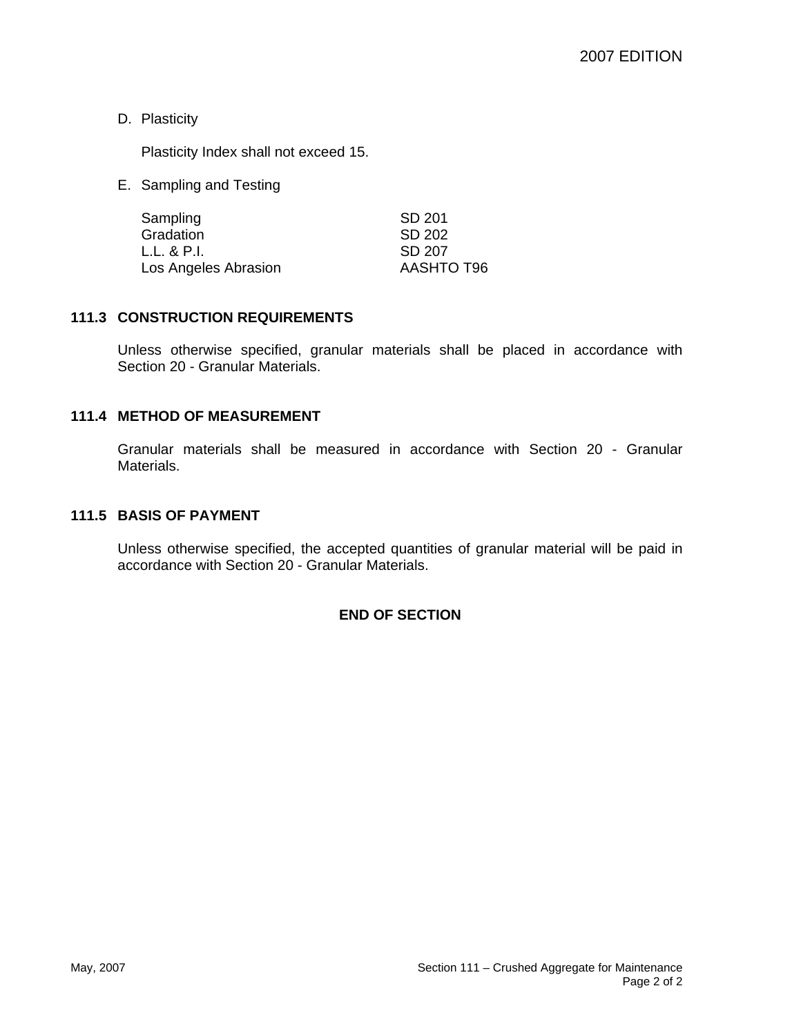D. Plasticity

Plasticity Index shall not exceed 15.

E. Sampling and Testing

| | |
|---|---|
| Sampling | SD 201 |
| Gradation | SD 202 |
| L.L. & P.I. | SD 207 |
| Los Angeles Abrasion | AASHTO T96 |

## 111.3 CONSTRUCTION REQUIREMENTS

Unless otherwise specified, granular materials shall be placed in accordance with Section 20 - Granular Materials.

## 111.4 METHOD OF MEASUREMENT

Granular materials shall be measured in accordance with Section 20 - Granular Materials.

## 111.5 BASIS OF PAYMENT

Unless otherwise specified, the accepted quantities of granular material will be paid in accordance with Section 20 - Granular Materials.

**END OF SECTION**